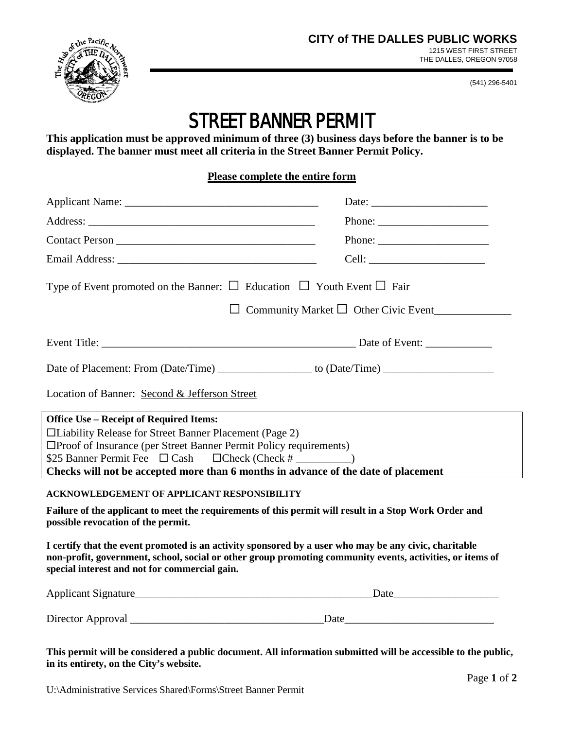**CITY of THE DALLES PUBLIC WORKS**
1215 WEST FIRST STREET
THE DALLES, OREGON 97058

(541) 296-5401

# STREET BANNER PERMIT

**This application must be approved minimum of three (3) business days before the banner is to be displayed. The banner must meet all criteria in the Street Banner Permit Policy.**

**Please complete the entire form**

Applicant Name: ___________________________________ Date: _____________________

Address: _________________________________________ Phone: ____________________

Contact Person ____________________________________ Phone: ____________________

Email Address: ____________________________________ Cell: _____________________

Type of Event promoted on the Banner: ☐ Education ☐ Youth Event ☐ Fair

☐ Community Market ☐ Other Civic Event______________

Event Title: ______________________________________________ Date of Event: ____________

Date of Placement: From (Date/Time) _________________ to (Date/Time) ____________________

Location of Banner: Second & Jefferson Street

**Office Use – Receipt of Required Items:**
☐Liability Release for Street Banner Placement (Page 2)
☐Proof of Insurance (per Street Banner Permit Policy requirements)
$25 Banner Permit Fee ☐ Cash ☐Check (Check # __________)
**Checks will not be accepted more than 6 months in advance of the date of placement**

**ACKNOWLEDGEMENT OF APPLICANT RESPONSIBILITY**

**Failure of the applicant to meet the requirements of this permit will result in a Stop Work Order and possible revocation of the permit.**

**I certify that the event promoted is an activity sponsored by a user who may be any civic, charitable non-profit, government, school, social or other group promoting community events, activities, or items of special interest and not for commercial gain.**

Applicant Signature_____________________________________________Date___________________

Director Approval ___________________________________Date___________________________

**This permit will be considered a public document. All information submitted will be accessible to the public, in its entirety, on the City's website.**

U:\Administrative Services Shared\Forms\Street Banner Permit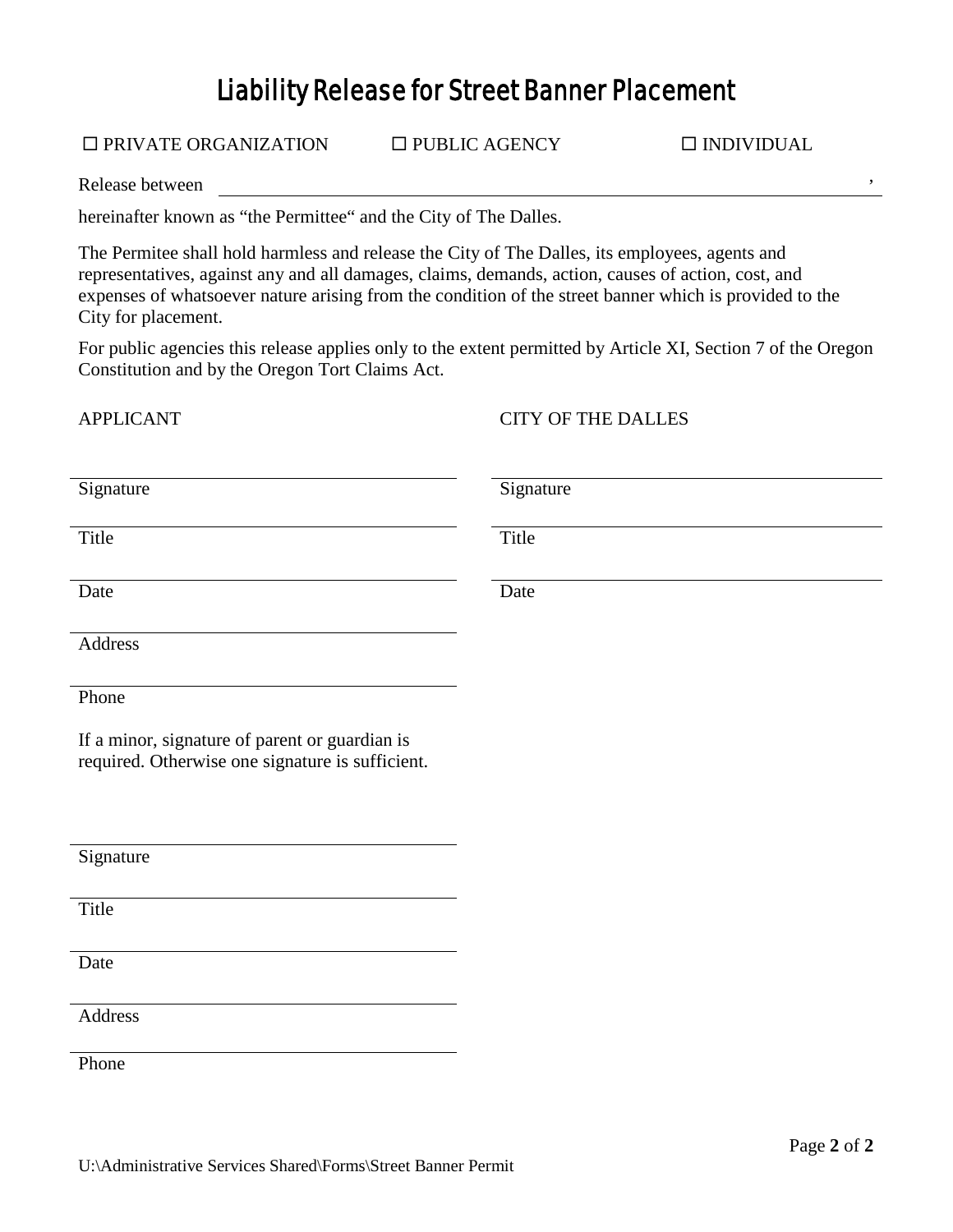# Liability Release for Street Banner Placement

☐ PRIVATE ORGANIZATION ☐ PUBLIC AGENCY ☐ INDIVIDUAL

Release between ______________________________________________________________ ,

hereinafter known as "the Permittee" and the City of The Dalles.

The Permitee shall hold harmless and release the City of The Dalles, its employees, agents and representatives, against any and all damages, claims, demands, action, causes of action, cost, and expenses of whatsoever nature arising from the condition of the street banner which is provided to the City for placement.

For public agencies this release applies only to the extent permitted by Article XI, Section 7 of the Oregon Constitution and by the Oregon Tort Claims Act.

| APPLICANT | CITY OF THE DALLES |
| --- | --- |
| Signature | Signature |
| Title | Title |
| Date | Date |
| Address | |
| Phone | |

If a minor, signature of parent or guardian is required. Otherwise one signature is sufficient.

Signature

Title

Date

Address

Phone

U:\Administrative Services Shared\Forms\Street Banner Permit